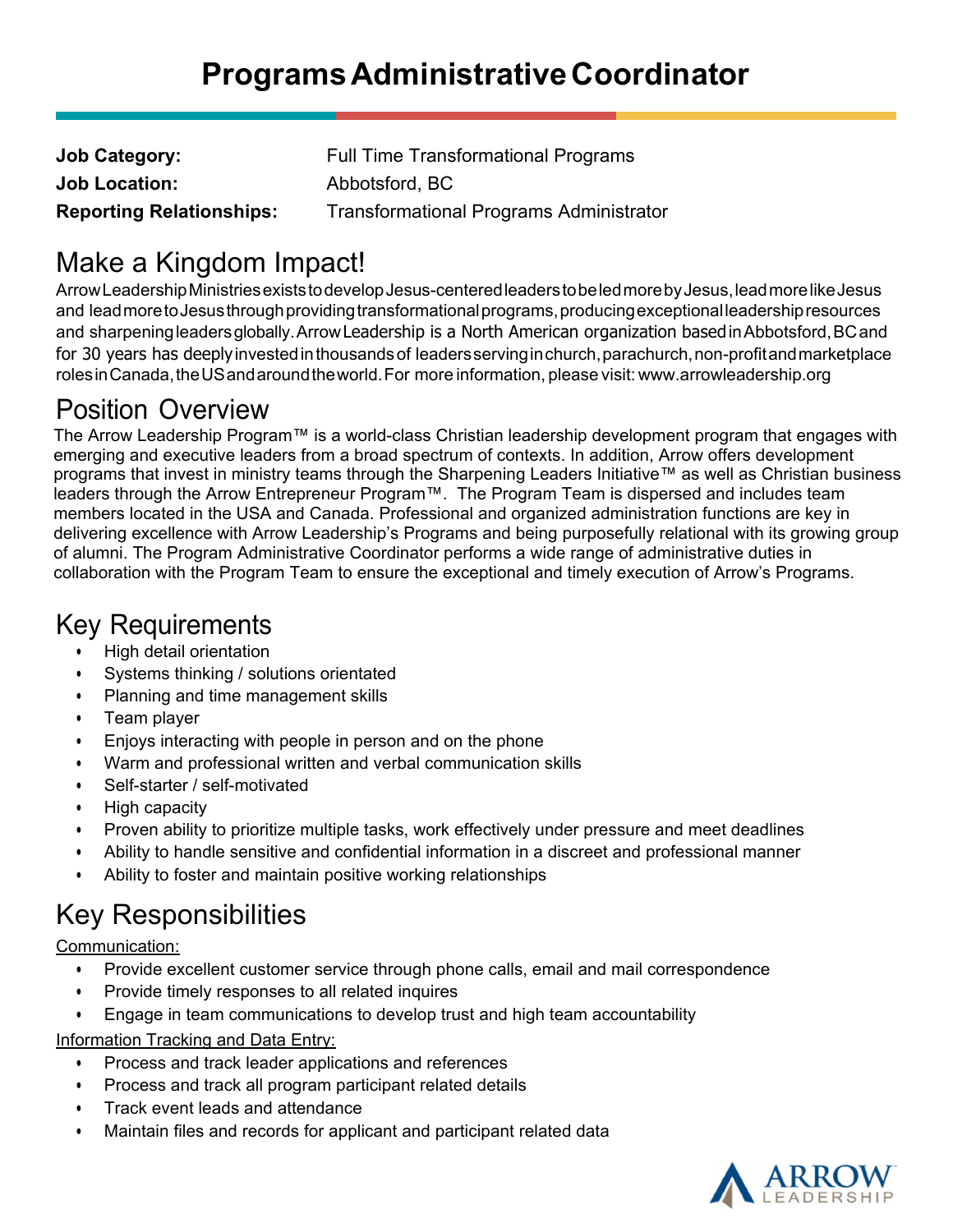# Programs Administrative Coordinator

| | |
|---|---|
| **Job Category:** | Full Time Transformational Programs |
| **Job Location:** | Abbotsford, BC |
| **Reporting Relationships:** | Transformational Programs Administrator |

## Make a Kingdom Impact!

Arrow Leadership Ministries exists to develop Jesus-centered leaders to be led more by Jesus, lead more like Jesus and lead more to Jesus through providing transformational programs, producing exceptional leadership resources and sharpening leaders globally. Arrow Leadership is a North American organization based in Abbotsford, BC and for 30 years has deeply invested in thousands of leaders serving in church, parachurch, non-profit and marketplace roles in Canada, the US and around the world. For more information, please visit: www.arrowleadership.org

## Position Overview

The Arrow Leadership Program™ is a world-class Christian leadership development program that engages with emerging and executive leaders from a broad spectrum of contexts. In addition, Arrow offers development programs that invest in ministry teams through the Sharpening Leaders Initiative™ as well as Christian business leaders through the Arrow Entrepreneur Program™. The Program Team is dispersed and includes team members located in the USA and Canada. Professional and organized administration functions are key in delivering excellence with Arrow Leadership's Programs and being purposefully relational with its growing group of alumni. The Program Administrative Coordinator performs a wide range of administrative duties in collaboration with the Program Team to ensure the exceptional and timely execution of Arrow's Programs.

## Key Requirements

- High detail orientation
- Systems thinking / solutions orientated
- Planning and time management skills
- Team player
- Enjoys interacting with people in person and on the phone
- Warm and professional written and verbal communication skills
- Self-starter / self-motivated
- High capacity
- Proven ability to prioritize multiple tasks, work effectively under pressure and meet deadlines
- Ability to handle sensitive and confidential information in a discreet and professional manner
- Ability to foster and maintain positive working relationships

## Key Responsibilities

Communication:

- Provide excellent customer service through phone calls, email and mail correspondence
- Provide timely responses to all related inquires
- Engage in team communications to develop trust and high team accountability

Information Tracking and Data Entry:

- Process and track leader applications and references
- Process and track all program participant related details
- Track event leads and attendance
- Maintain files and records for applicant and participant related data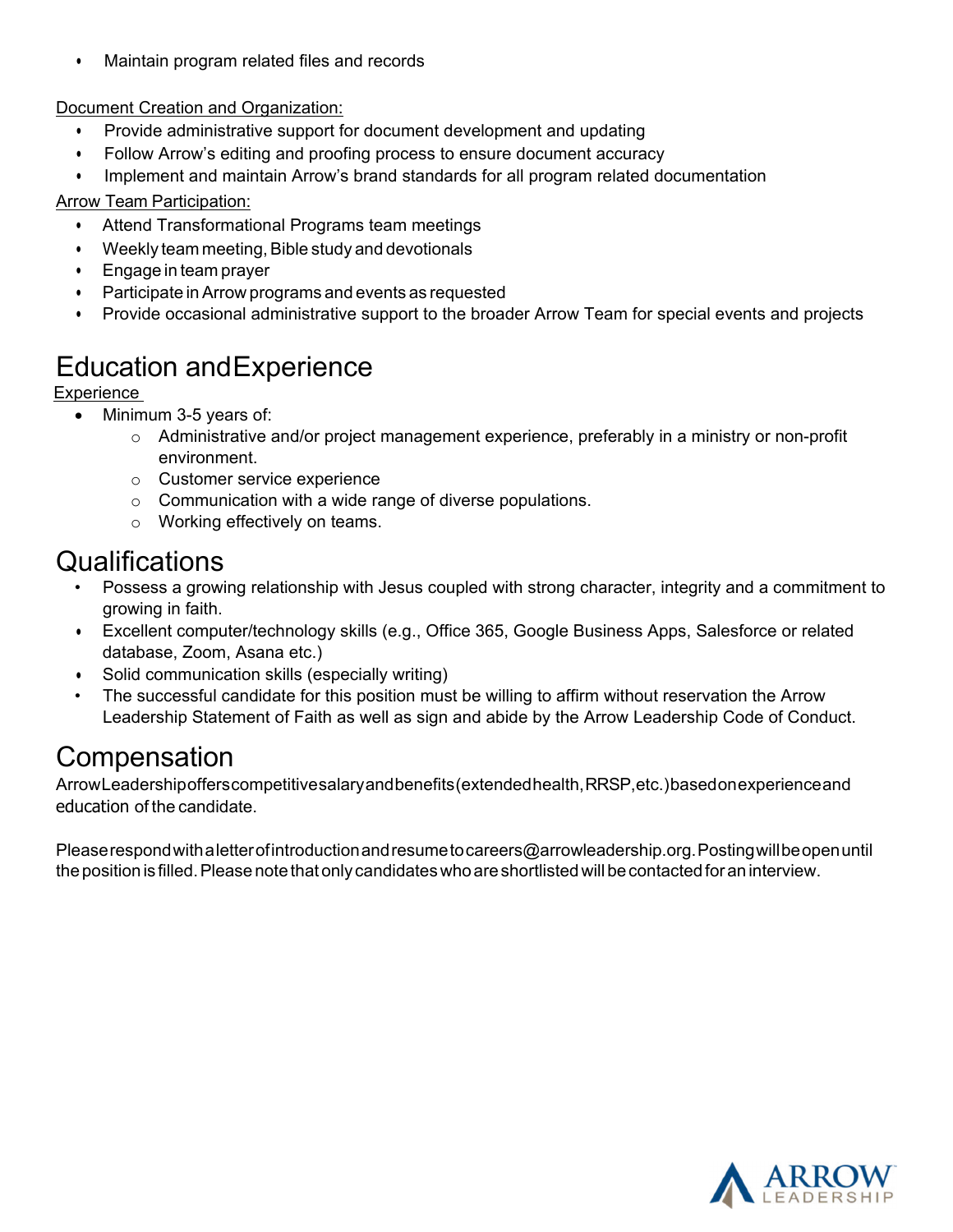- Maintain program related files and records

Document Creation and Organization:

- Provide administrative support for document development and updating
- Follow Arrow's editing and proofing process to ensure document accuracy
- Implement and maintain Arrow's brand standards for all program related documentation

Arrow Team Participation:

- Attend Transformational Programs team meetings
- Weekly team meeting, Bible study and devotionals
- Engage in team prayer
- Participate in Arrow programs and events as requested
- Provide occasional administrative support to the broader Arrow Team for special events and projects

# Education and Experience

Experience

- Minimum 3-5 years of:
  - Administrative and/or project management experience, preferably in a ministry or non-profit environment.
  - Customer service experience
  - Communication with a wide range of diverse populations.
  - Working effectively on teams.

# Qualifications

- Possess a growing relationship with Jesus coupled with strong character, integrity and a commitment to growing in faith.
- Excellent computer/technology skills (e.g., Office 365, Google Business Apps, Salesforce or related database, Zoom, Asana etc.)
- Solid communication skills (especially writing)
- The successful candidate for this position must be willing to affirm without reservation the Arrow Leadership Statement of Faith as well as sign and abide by the Arrow Leadership Code of Conduct.

# Compensation

Arrow Leadership offers competitive salary and benefits (extended health, RRSP, etc.) based on experience and education of the candidate.

Please respond with a letter of introduction and resume to careers@arrowleadership.org. Posting will be open until the position is filled. Please note that only candidates who are shortlisted will be contacted for an interview.